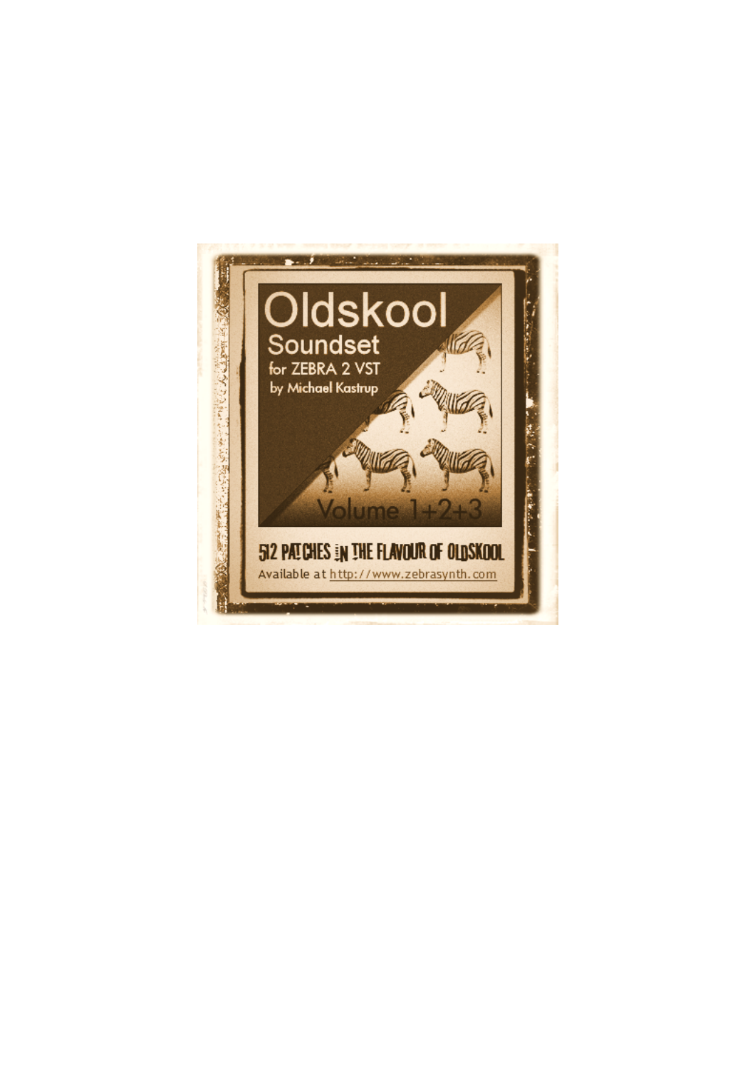# Oldskool

## Soundset

for ZEBRA 2 VST

by Michael Kastrup

Volume 1+2+3

512 PATCHES IN THE FLAVOUR OF OLDSKOOL

Available at http://www.zebrasynth.com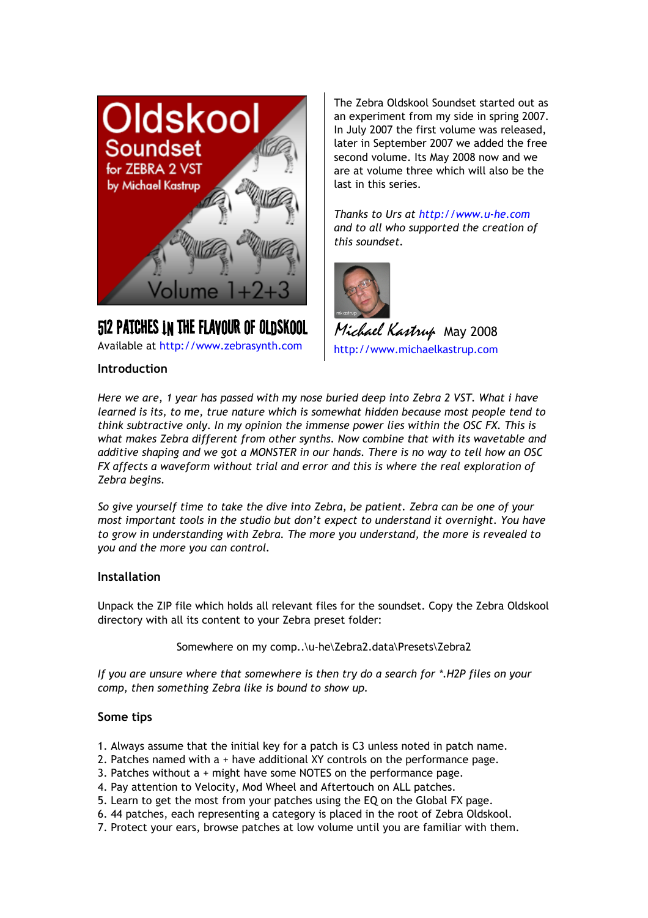Oldskool Soundset for ZEBRA 2 VST by Michael Kastrup Volume 1+2+3

**512 PATCHES IN THE FLAVOUR OF OLDSKOOL**

Available at http://www.zebrasynth.com

The Zebra Oldskool Soundset started out as an experiment from my side in spring 2007. In July 2007 the first volume was released, later in September 2007 we added the free second volume. Its May 2008 now and we are at volume three which will also be the last in this series.

*Thanks to Urs at http://www.u-he.com and to all who supported the creation of this soundset.*

Michael Kastrup May 2008
http://www.michaelkastrup.com

## Introduction

*Here we are, 1 year has passed with my nose buried deep into Zebra 2 VST. What i have learned is its, to me, true nature which is somewhat hidden because most people tend to think subtractive only. In my opinion the immense power lies within the OSC FX. This is what makes Zebra different from other synths. Now combine that with its wavetable and additive shaping and we got a MONSTER in our hands. There is no way to tell how an OSC FX affects a waveform without trial and error and this is where the real exploration of Zebra begins.*

*So give yourself time to take the dive into Zebra, be patient. Zebra can be one of your most important tools in the studio but don't expect to understand it overnight. You have to grow in understanding with Zebra. The more you understand, the more is revealed to you and the more you can control.*

## Installation

Unpack the ZIP file which holds all relevant files for the soundset. Copy the Zebra Oldskool directory with all its content to your Zebra preset folder:

Somewhere on my comp..\u-he\Zebra2.data\Presets\Zebra2

*If you are unsure where that somewhere is then try do a search for *.H2P files on your comp, then something Zebra like is bound to show up.*

## Some tips

1. Always assume that the initial key for a patch is C3 unless noted in patch name.
2. Patches named with a + have additional XY controls on the performance page.
3. Patches without a + might have some NOTES on the performance page.
4. Pay attention to Velocity, Mod Wheel and Aftertouch on ALL patches.
5. Learn to get the most from your patches using the EQ on the Global FX page.
6. 44 patches, each representing a category is placed in the root of Zebra Oldskool.
7. Protect your ears, browse patches at low volume until you are familiar with them.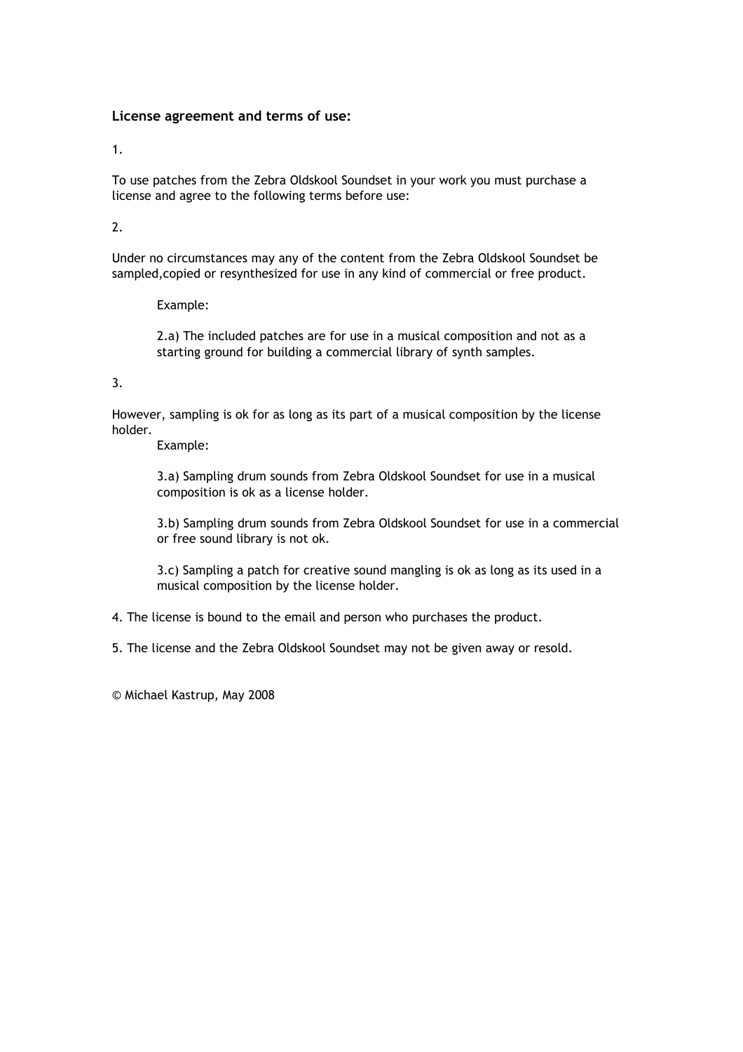### License agreement and terms of use:

1.

To use patches from the Zebra Oldskool Soundset in your work you must purchase a license and agree to the following terms before use:

2.

Under no circumstances may any of the content from the Zebra Oldskool Soundset be sampled,copied or resynthesized for use in any kind of commercial or free product.

> Example:
>
> 2.a) The included patches are for use in a musical composition and not as a starting ground for building a commercial library of synth samples.

3.

However, sampling is ok for as long as its part of a musical composition by the license holder.

> Example:
>
> 3.a) Sampling drum sounds from Zebra Oldskool Soundset for use in a musical composition is ok as a license holder.
>
> 3.b) Sampling drum sounds from Zebra Oldskool Soundset for use in a commercial or free sound library is not ok.
>
> 3.c) Sampling a patch for creative sound mangling is ok as long as its used in a musical composition by the license holder.

4. The license is bound to the email and person who purchases the product.

5. The license and the Zebra Oldskool Soundset may not be given away or resold.

© Michael Kastrup, May 2008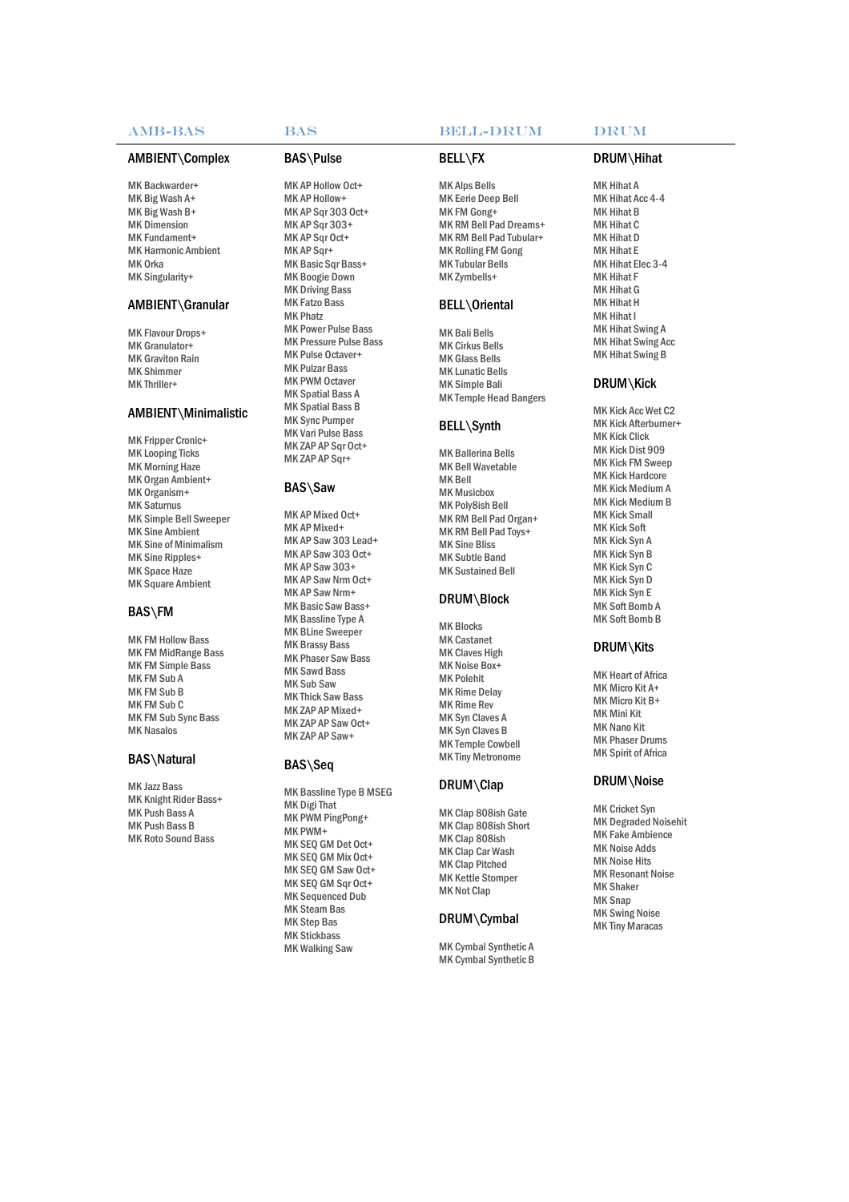AMB-BAS | BAS | BELL-DRUM | DRUM

## AMBIENT\Complex

MK Backwarder+
MK Big Wash A+
MK Big Wash B+
MK Dimension
MK Fundament+
MK Harmonic Ambient
MK Orka
MK Singularity+

## AMBIENT\Granular

MK Flavour Drops+
MK Granulator+
MK Graviton Rain
MK Shimmer
MK Thriller+

## AMBIENT\Minimalistic

MK Fripper Cronic+
MK Looping Ticks
MK Morning Haze
MK Organ Ambient+
MK Organism+
MK Saturnus
MK Simple Bell Sweeper
MK Sine Ambient
MK Sine of Minimalism
MK Sine Ripples+
MK Space Haze
MK Square Ambient

## BAS\FM

MK FM Hollow Bass
MK FM MidRange Bass
MK FM Simple Bass
MK FM Sub A
MK FM Sub B
MK FM Sub C
MK FM Sub Sync Bass
MK Nasalos

## BAS\Natural

MK Jazz Bass
MK Knight Rider Bass+
MK Push Bass A
MK Push Bass B
MK Roto Sound Bass

## BAS\Pulse

MK AP Hollow Oct+
MK AP Hollow+
MK AP Sqr 303 Oct+
MK AP Sqr 303+
MK AP Sqr Oct+
MK AP Sqr+
MK Basic Sqr Bass+
MK Boogie Down
MK Driving Bass
MK Fatzo Bass
MK Phatz
MK Power Pulse Bass
MK Pressure Pulse Bass
MK Pulse Octaver+
MK Pulzar Bass
MK PWM Octaver
MK Spatial Bass A
MK Spatial Bass B
MK Sync Pumper
MK Vari Pulse Bass
MK ZAP AP Sqr Oct+
MK ZAP AP Sqr+

## BAS\Saw

MK AP Mixed Oct+
MK AP Mixed+
MK AP Saw 303 Lead+
MK AP Saw 303 Oct+
MK AP Saw 303+
MK AP Saw Nrm Oct+
MK AP Saw Nrm+
MK Basic Saw Bass+
MK Bassline Type A
MK BLine Sweeper
MK Brassy Bass
MK Phaser Saw Bass
MK Sawd Bass
MK Sub Saw
MK Thick Saw Bass
MK ZAP AP Mixed+
MK ZAP AP Saw Oct+
MK ZAP AP Saw+

## BAS\Seq

MK Bassline Type B MSEG
MK Digi That
MK PWM PingPong+
MK PWM+
MK SEQ GM Det Oct+
MK SEQ GM Mix Oct+
MK SEQ GM Saw Oct+
MK SEQ GM Sqr Oct+
MK Sequenced Dub
MK Steam Bas
MK Step Bas
MK Stickbass
MK Walking Saw

## BELL\FX

MK Alps Bells
MK Eerie Deep Bell
MK FM Gong+
MK RM Bell Pad Dreams+
MK RM Bell Pad Tubular+
MK Rolling FM Gong
MK Tubular Bells
MK Zymbells+

## BELL\Oriental

MK Bali Bells
MK Cirkus Bells
MK Glass Bells
MK Lunatic Bells
MK Simple Bali
MK Temple Head Bangers

## BELL\Synth

MK Ballerina Bells
MK Bell Wavetable
MK Bell
MK Musicbox
MK Poly8ish Bell
MK RM Bell Pad Organ+
MK RM Bell Pad Toys+
MK Sine Bliss
MK Subtle Band
MK Sustained Bell

## DRUM\Block

MK Blocks
MK Castanet
MK Claves High
MK Noise Box+
MK Polehit
MK Rime Delay
MK Rime Rev
MK Syn Claves A
MK Syn Claves B
MK Temple Cowbell
MK Tiny Metronome

## DRUM\Clap

MK Clap 808ish Gate
MK Clap 808ish Short
MK Clap 808ish
MK Clap Car Wash
MK Clap Pitched
MK Kettle Stomper
MK Not Clap

## DRUM\Cymbal

MK Cymbal Synthetic A
MK Cymbal Synthetic B

## DRUM\Hihat

MK Hihat A
MK Hihat Acc 4-4
MK Hihat B
MK Hihat C
MK Hihat D
MK Hihat E
MK Hihat Elec 3-4
MK Hihat F
MK Hihat G
MK Hihat H
MK Hihat I
MK Hihat Swing A
MK Hihat Swing Acc
MK Hihat Swing B

## DRUM\Kick

MK Kick Acc Wet C2
MK Kick Afterburner+
MK Kick Click
MK Kick Dist 909
MK Kick FM Sweep
MK Kick Hardcore
MK Kick Medium A
MK Kick Medium B
MK Kick Small
MK Kick Soft
MK Kick Syn A
MK Kick Syn B
MK Kick Syn C
MK Kick Syn D
MK Kick Syn E
MK Soft Bomb A
MK Soft Bomb B

## DRUM\Kits

MK Heart of Africa
MK Micro Kit A+
MK Micro Kit B+
MK Mini Kit
MK Nano Kit
MK Phaser Drums
MK Spirit of Africa

## DRUM\Noise

MK Cricket Syn
MK Degraded Noisehit
MK Fake Ambience
MK Noise Adds
MK Noise Hits
MK Resonant Noise
MK Shaker
MK Snap
MK Swing Noise
MK Tiny Maracas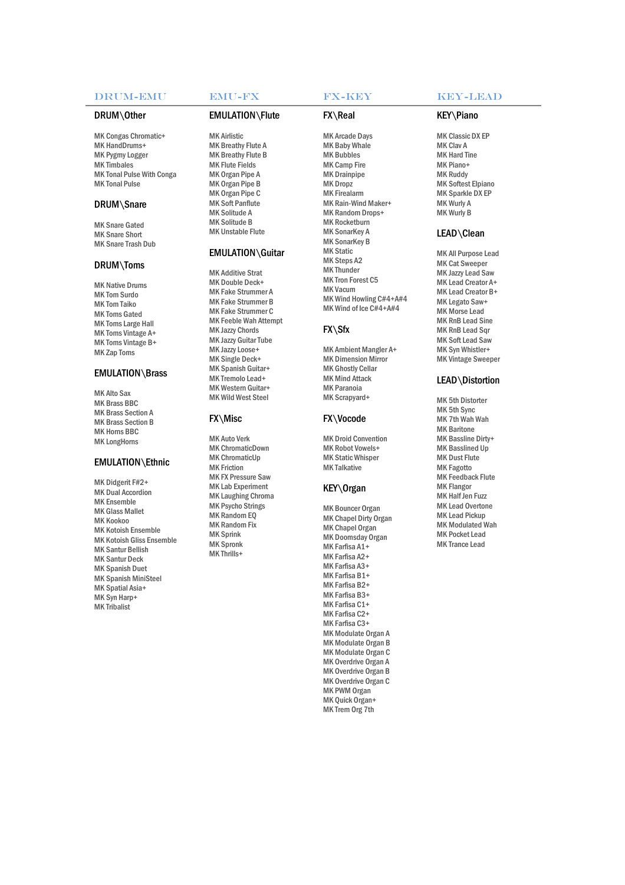DRUM-EMU | EMU-FX | FX-KEY | KEY-LEAD

## DRUM\Other

MK Congas Chromatic+
MK HandDrums+
MK Pygmy Logger
MK Timbales
MK Tonal Pulse With Conga
MK Tonal Pulse

## DRUM\Snare

MK Snare Gated
MK Snare Short
MK Snare Trash Dub

## DRUM\Toms

MK Native Drums
MK Tom Surdo
MK Tom Taiko
MK Toms Gated
MK Toms Large Hall
MK Toms Vintage A+
MK Toms Vintage B+
MK Zap Toms

## EMULATION\Brass

MK Alto Sax
MK Brass BBC
MK Brass Section A
MK Brass Section B
MK Horns BBC
MK LongHorns

## EMULATION\Ethnic

MK Didgerit F#2+
MK Dual Accordion
MK Ensemble
MK Glass Mallet
MK Kookoo
MK Kotoish Ensemble
MK Kotoish Gliss Ensemble
MK Santur Bellish
MK Santur Deck
MK Spanish Duet
MK Spanish MiniSteel
MK Spatial Asia+
MK Syn Harp+
MK Tribalist

## EMULATION\Flute

MK Airlistic
MK Breathy Flute A
MK Breathy Flute B
MK Flute Fields
MK Organ Pipe A
MK Organ Pipe B
MK Organ Pipe C
MK Soft Panflute
MK Solitude A
MK Solitude B
MK Unstable Flute

## EMULATION\Guitar

MK Additive Strat
MK Double Deck+
MK Fake Strummer A
MK Fake Strummer B
MK Fake Strummer C
MK Feeble Wah Attempt
MK Jazzy Chords
MK Jazzy Guitar Tube
MK Jazzy Loose+
MK Single Deck+
MK Spanish Guitar+
MK Tremolo Lead+
MK Western Guitar+
MK Wild West Steel

## FX\Misc

MK Auto Verk
MK ChromaticDown
MK ChromaticUp
MK Friction
MK FX Pressure Saw
MK Lab Experiment
MK Laughing Chroma
MK Psycho Strings
MK Random EQ
MK Random Fix
MK Sprink
MK Spronk
MK Thrills+

## FX\Real

MK Arcade Days
MK Baby Whale
MK Bubbles
MK Camp Fire
MK Drainpipe
MK Dropz
MK Firealarm
MK Rain-Wind Maker+
MK Random Drops+
MK Rocketburn
MK SonarKey A
MK SonarKey B
MK Static
MK Steps A2
MK Thunder
MK Tron Forest C5
MK Vacum
MK Wind Howling C#4+A#4
MK Wind of Ice C#4+A#4

## FX\Sfx

MK Ambient Mangler A+
MK Dimension Mirror
MK Ghostly Cellar
MK Mind Attack
MK Paranoia
MK Scrapyard+

## FX\Vocode

MK Droid Convention
MK Robot Vowels+
MK Static Whisper
MK Talkative

## KEY\Organ

MK Bouncer Organ
MK Chapel Dirty Organ
MK Chapel Organ
MK Doomsday Organ
MK Farfisa A1+
MK Farfisa A2+
MK Farfisa A3+
MK Farfisa B1+
MK Farfisa B2+
MK Farfisa B3+
MK Farfisa C1+
MK Farfisa C2+
MK Farfisa C3+
MK Modulate Organ A
MK Modulate Organ B
MK Modulate Organ C
MK Overdrive Organ A
MK Overdrive Organ B
MK Overdrive Organ C
MK PWM Organ
MK Quick Organ+
MK Trem Org 7th

## KEY\Piano

MK Classic DX EP
MK Clav A
MK Hard Tine
MK Piano+
MK Ruddy
MK Softest Elpiano
MK Sparkle DX EP
MK Wurly A
MK Wurly B

## LEAD\Clean

MK All Purpose Lead
MK Cat Sweeper
MK Jazzy Lead Saw
MK Lead Creator A+
MK Lead Creator B+
MK Legato Saw+
MK Morse Lead
MK RnB Lead Sine
MK RnB Lead Sqr
MK Soft Lead Saw
MK Syn Whistler+
MK Vintage Sweeper

## LEAD\Distortion

MK 5th Distorter
MK 5th Sync
MK 7th Wah Wah
MK Baritone
MK Bassline Dirty+
MK Basslined Up
MK Dust Flute
MK Fagotto
MK Feedback Flute
MK Flangor
MK Half Jen Fuzz
MK Lead Overtone
MK Lead Pickup
MK Modulated Wah
MK Pocket Lead
MK Trance Lead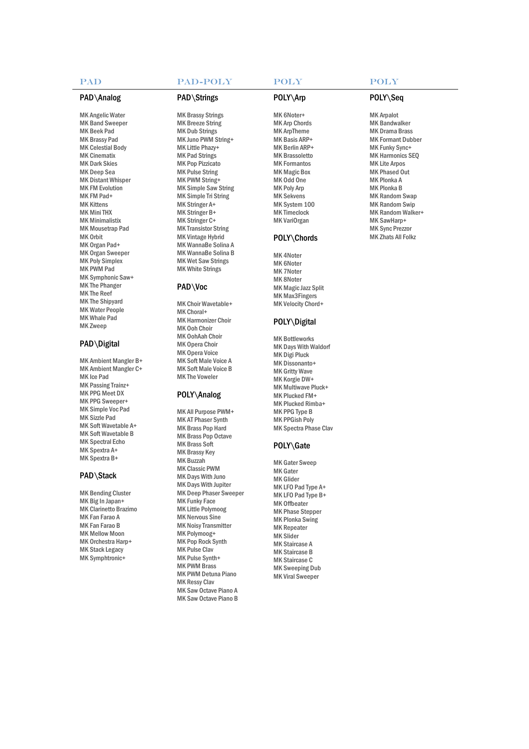# PAD

## PAD\Analog

MK Angelic Water
MK Band Sweeper
MK Beek Pad
MK Brassy Pad
MK Celestial Body
MK Cinematix
MK Dark Skies
MK Deep Sea
MK Distant Whisper
MK FM Evolution
MK FM Pad+
MK Kittens
MK Mini THX
MK Minimalistix
MK Mousetrap Pad
MK Orbit
MK Organ Pad+
MK Organ Sweeper
MK Poly Simplex
MK PWM Pad
MK Symphonic Saw+
MK The Phanger
MK The Reef
MK The Shipyard
MK Water People
MK Whale Pad
MK Zweep

## PAD\Digital

MK Ambient Mangler B+
MK Ambient Mangler C+
MK Ice Pad
MK Passing Trainz+
MK PPG Meet DX
MK PPG Sweeper+
MK Simple Voc Pad
MK Sizzle Pad
MK Soft Wavetable A+
MK Soft Wavetable B
MK Spectral Echo
MK Spextra A+
MK Spextra B+

## PAD\Stack

MK Bending Cluster
MK Big In Japan+
MK Clarinetto Brazimo
MK Fan Farao A
MK Fan Farao B
MK Mellow Moon
MK Orchestra Harp+
MK Stack Legacy
MK Symphtronic+

# PAD-POLY

## PAD\Strings

MK Brassy Strings
MK Breeze String
MK Dub Strings
MK Juno PWM String+
MK Little Phazy+
MK Pad Strings
MK Pop Pizzicato
MK Pulse String
MK PWM String+
MK Simple Saw String
MK Simple Tri String
MK Stringer A+
MK Stringer B+
MK Stringer C+
MK Transistor String
MK Vintage Hybrid
MK WannaBe Solina A
MK WannaBe Solina B
MK Wet Saw Strings
MK White Strings

## PAD\Voc

MK Choir Wavetable+
MK Choral+
MK Harmonizer Choir
MK Ooh Choir
MK OohAah Choir
MK Opera Choir
MK Opera Voice
MK Soft Male Voice A
MK Soft Male Voice B
MK The Voweler

## POLY\Analog

MK All Purpose PWM+
MK AT Phaser Synth
MK Brass Pop Hard
MK Brass Pop Octave
MK Brass Soft
MK Brassy Key
MK Buzzah
MK Classic PWM
MK Days With Juno
MK Days With Jupiter
MK Deep Phaser Sweeper
MK Funky Face
MK Little Polymoog
MK Nervous Sine
MK Noisy Transmitter
MK Polymoog+
MK Pop Rock Synth
MK Pulse Clav
MK Pulse Synth+
MK PWM Brass
MK PWM Detuna Piano
MK Ressy Clav
MK Saw Octave Piano A
MK Saw Octave Piano B

# POLY

## POLY\Arp

MK 6Noter+
MK Arp Chords
MK ArpTheme
MK Basis ARP+
MK Berlin ARP+
MK Brassoletto
MK Formantos
MK Magic Box
MK Odd One
MK Poly Arp
MK Sekvens
MK System 100
MK Timeclock
MK VariOrgan

## POLY\Chords

MK 4Noter
MK 6Noter
MK 7Noter
MK 8Noter
MK Magic Jazz Split
MK Max3Fingers
MK Velocity Chord+

## POLY\Digital

MK Bottleworks
MK Days With Waldorf
MK Digi Pluck
MK Dissonanto+
MK Gritty Wave
MK Korgie DW+
MK Multiwave Pluck+
MK Plucked FM+
MK Plucked Rimba+
MK PPG Type B
MK PPGish Poly
MK Spectra Phase Clav

## POLY\Gate

MK Gater Sweep
MK Gater
MK Glider
MK LFO Pad Type A+
MK LFO Pad Type B+
MK Offbeater
MK Phase Stepper
MK Plonka Swing
MK Repeater
MK Slider
MK Staircase A
MK Staircase B
MK Staircase C
MK Sweeping Dub
MK Viral Sweeper

# POLY

## POLY\Seq

MK Arpalot
MK Bandwalker
MK Drama Brass
MK Formant Dubber
MK Funky Sync+
MK Harmonics SEQ
MK Lite Arpos
MK Phased Out
MK Plonka A
MK Plonka B
MK Random Swap
MK Random Swip
MK Random Walker+
MK SawHarp+
MK Sync Prezzor
MK Zhats All Folkz